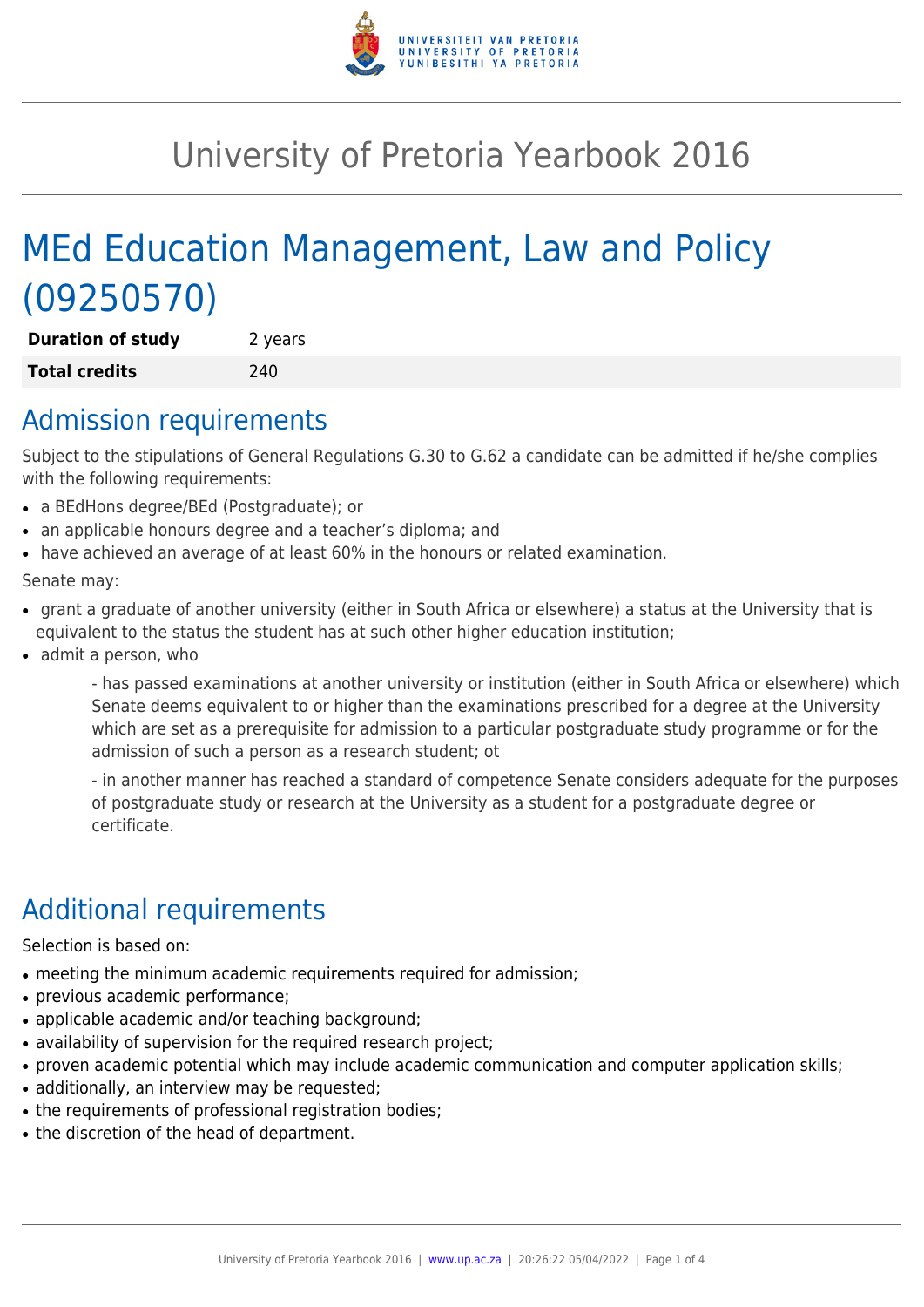# University of Pretoria Yearbook 2016

# MEd Education Management, Law and Policy (09250570)

| **Duration of study** | 2 years |
|---|---|
| **Total credits** | 240 |

## Admission requirements

Subject to the stipulations of General Regulations G.30 to G.62 a candidate can be admitted if he/she complies with the following requirements:

- a BEdHons degree/BEd (Postgraduate); or
- an applicable honours degree and a teacher's diploma; and
- have achieved an average of at least 60% in the honours or related examination.

Senate may:

- grant a graduate of another university (either in South Africa or elsewhere) a status at the University that is equivalent to the status the student has at such other higher education institution;
- admit a person, who

  - has passed examinations at another university or institution (either in South Africa or elsewhere) which Senate deems equivalent to or higher than the examinations prescribed for a degree at the University which are set as a prerequisite for admission to a particular postgraduate study programme or for the admission of such a person as a research student; ot

  - in another manner has reached a standard of competence Senate considers adequate for the purposes of postgraduate study or research at the University as a student for a postgraduate degree or certificate.

## Additional requirements

Selection is based on:

- meeting the minimum academic requirements required for admission;
- previous academic performance;
- applicable academic and/or teaching background;
- availability of supervision for the required research project;
- proven academic potential which may include academic communication and computer application skills;
- additionally, an interview may be requested;
- the requirements of professional registration bodies;
- the discretion of the head of department.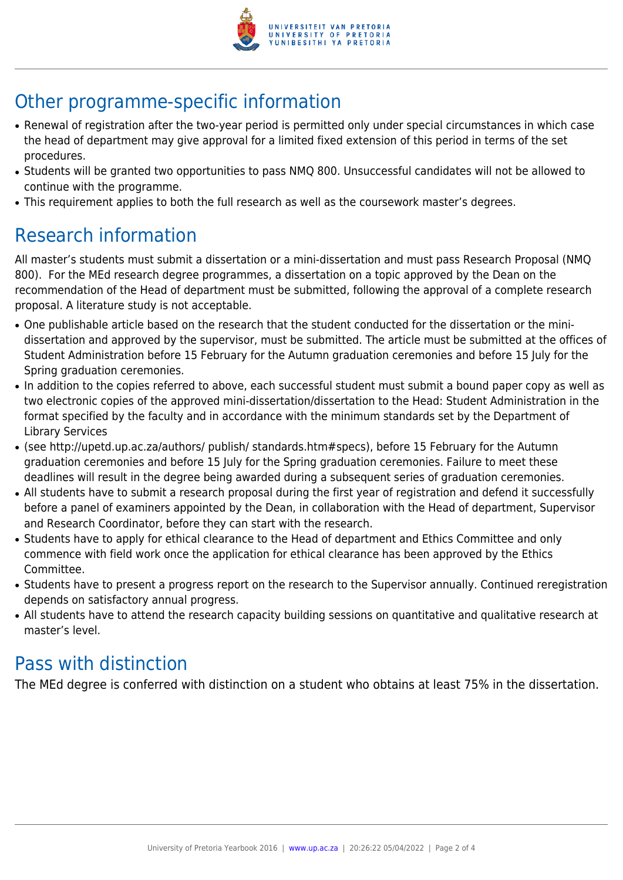## Other programme-specific information

- Renewal of registration after the two-year period is permitted only under special circumstances in which case the head of department may give approval for a limited fixed extension of this period in terms of the set procedures.
- Students will be granted two opportunities to pass NMQ 800. Unsuccessful candidates will not be allowed to continue with the programme.
- This requirement applies to both the full research as well as the coursework master's degrees.

## Research information

All master's students must submit a dissertation or a mini-dissertation and must pass Research Proposal (NMQ 800). For the MEd research degree programmes, a dissertation on a topic approved by the Dean on the recommendation of the Head of department must be submitted, following the approval of a complete research proposal. A literature study is not acceptable.

- One publishable article based on the research that the student conducted for the dissertation or the mini-dissertation and approved by the supervisor, must be submitted. The article must be submitted at the offices of Student Administration before 15 February for the Autumn graduation ceremonies and before 15 July for the Spring graduation ceremonies.
- In addition to the copies referred to above, each successful student must submit a bound paper copy as well as two electronic copies of the approved mini-dissertation/dissertation to the Head: Student Administration in the format specified by the faculty and in accordance with the minimum standards set by the Department of Library Services
- (see http://upetd.up.ac.za/authors/ publish/ standards.htm#specs), before 15 February for the Autumn graduation ceremonies and before 15 July for the Spring graduation ceremonies. Failure to meet these deadlines will result in the degree being awarded during a subsequent series of graduation ceremonies.
- All students have to submit a research proposal during the first year of registration and defend it successfully before a panel of examiners appointed by the Dean, in collaboration with the Head of department, Supervisor and Research Coordinator, before they can start with the research.
- Students have to apply for ethical clearance to the Head of department and Ethics Committee and only commence with field work once the application for ethical clearance has been approved by the Ethics Committee.
- Students have to present a progress report on the research to the Supervisor annually. Continued reregistration depends on satisfactory annual progress.
- All students have to attend the research capacity building sessions on quantitative and qualitative research at master's level.

## Pass with distinction

The MEd degree is conferred with distinction on a student who obtains at least 75% in the dissertation.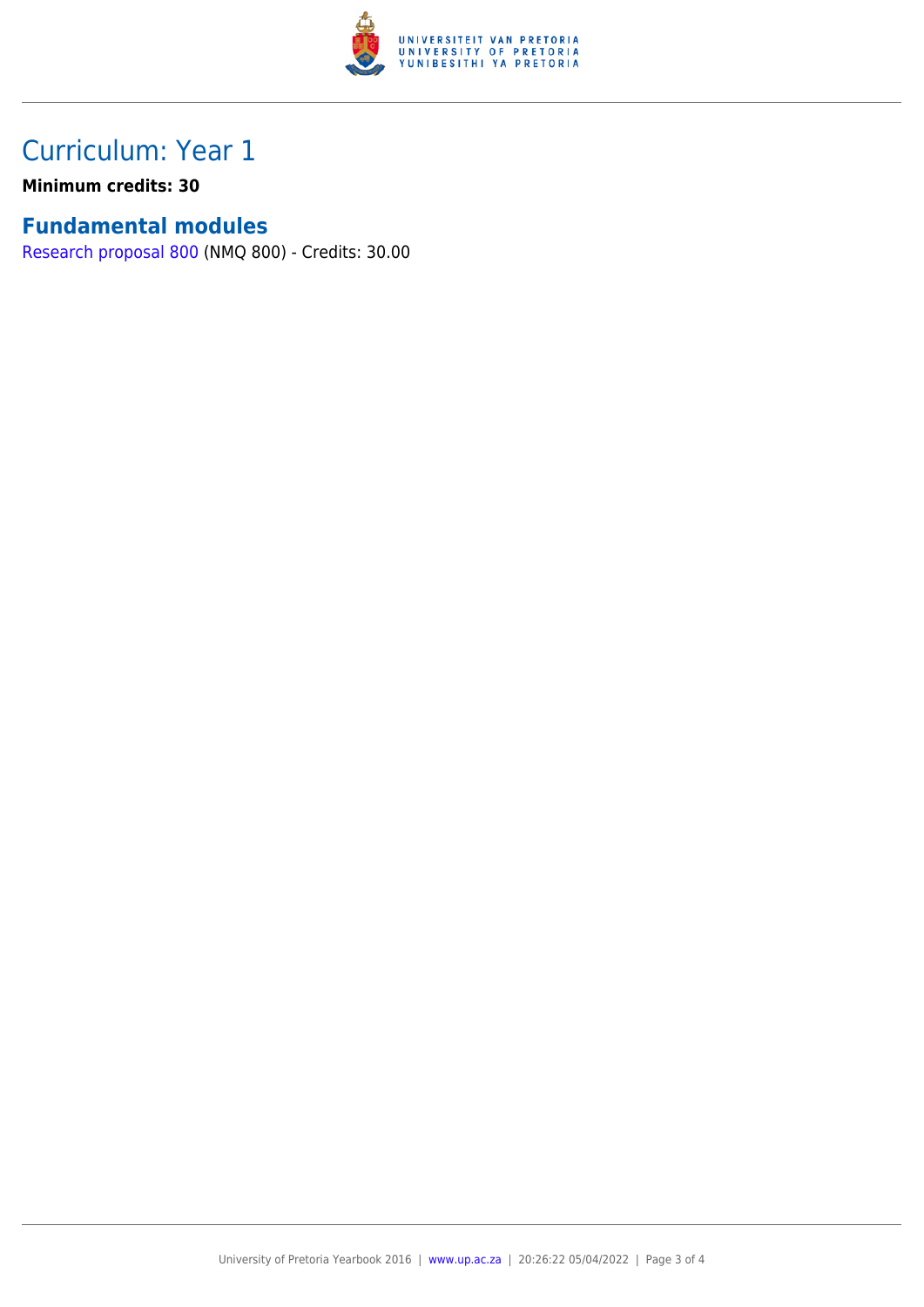## Curriculum: Year 1

**Minimum credits: 30**

### Fundamental modules

Research proposal 800 (NMQ 800) - Credits: 30.00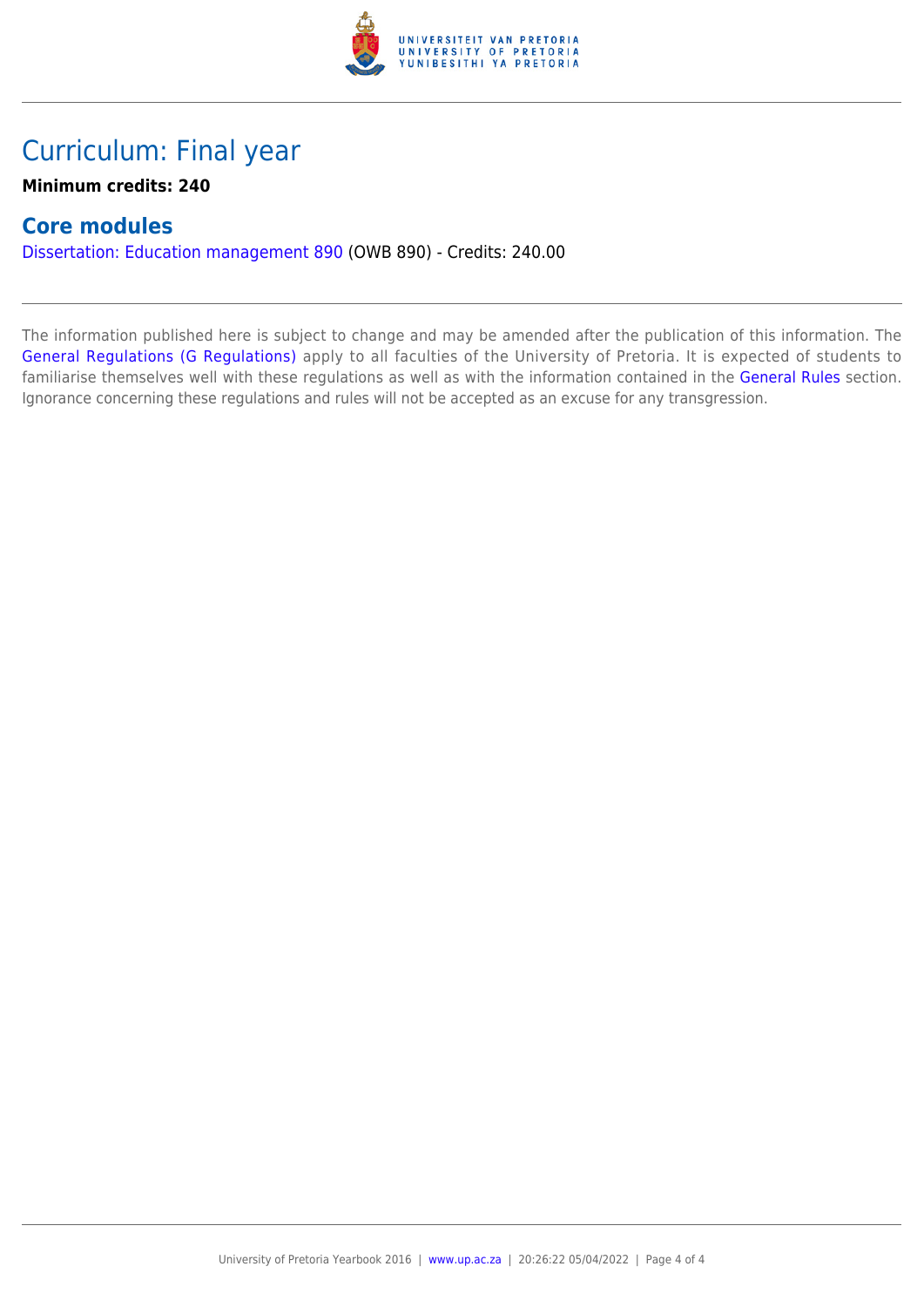## Curriculum: Final year

**Minimum credits: 240**

### Core modules

Dissertation: Education management 890 (OWB 890) - Credits: 240.00

---

The information published here is subject to change and may be amended after the publication of this information. The General Regulations (G Regulations) apply to all faculties of the University of Pretoria. It is expected of students to familiarise themselves well with these regulations as well as with the information contained in the General Rules section. Ignorance concerning these regulations and rules will not be accepted as an excuse for any transgression.